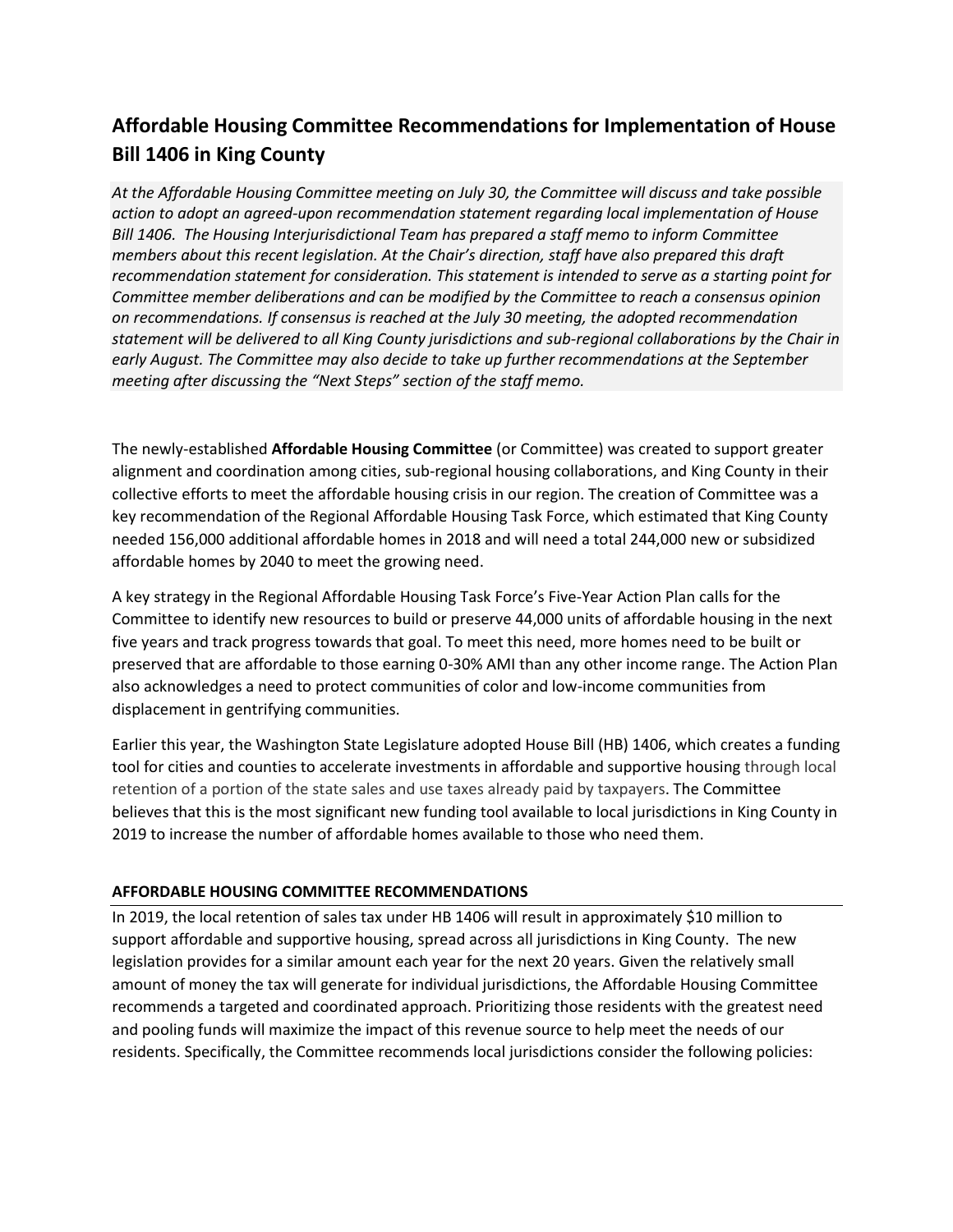# Affordable Housing Committee Recommendations for Implementation of House Bill 1406 in King County

*At the Affordable Housing Committee meeting on July 30, the Committee will discuss and take possible action to adopt an agreed-upon recommendation statement regarding local implementation of House Bill 1406. The Housing Interjurisdictional Team has prepared a staff memo to inform Committee members about this recent legislation. At the Chair's direction, staff have also prepared this draft recommendation statement for consideration. This statement is intended to serve as a starting point for Committee member deliberations and can be modified by the Committee to reach a consensus opinion on recommendations. If consensus is reached at the July 30 meeting, the adopted recommendation statement will be delivered to all King County jurisdictions and sub-regional collaborations by the Chair in early August. The Committee may also decide to take up further recommendations at the September meeting after discussing the "Next Steps" section of the staff memo.*

The newly-established **Affordable Housing Committee** (or Committee) was created to support greater alignment and coordination among cities, sub-regional housing collaborations, and King County in their collective efforts to meet the affordable housing crisis in our region. The creation of Committee was a key recommendation of the Regional Affordable Housing Task Force, which estimated that King County needed 156,000 additional affordable homes in 2018 and will need a total 244,000 new or subsidized affordable homes by 2040 to meet the growing need.

A key strategy in the Regional Affordable Housing Task Force's Five-Year Action Plan calls for the Committee to identify new resources to build or preserve 44,000 units of affordable housing in the next five years and track progress towards that goal. To meet this need, more homes need to be built or preserved that are affordable to those earning 0-30% AMI than any other income range. The Action Plan also acknowledges a need to protect communities of color and low-income communities from displacement in gentrifying communities.

Earlier this year, the Washington State Legislature adopted House Bill (HB) 1406, which creates a funding tool for cities and counties to accelerate investments in affordable and supportive housing through local retention of a portion of the state sales and use taxes already paid by taxpayers. The Committee believes that this is the most significant new funding tool available to local jurisdictions in King County in 2019 to increase the number of affordable homes available to those who need them.

## AFFORDABLE HOUSING COMMITTEE RECOMMENDATIONS

In 2019, the local retention of sales tax under HB 1406 will result in approximately $10 million to support affordable and supportive housing, spread across all jurisdictions in King County. The new legislation provides for a similar amount each year for the next 20 years. Given the relatively small amount of money the tax will generate for individual jurisdictions, the Affordable Housing Committee recommends a targeted and coordinated approach. Prioritizing those residents with the greatest need and pooling funds will maximize the impact of this revenue source to help meet the needs of our residents. Specifically, the Committee recommends local jurisdictions consider the following policies: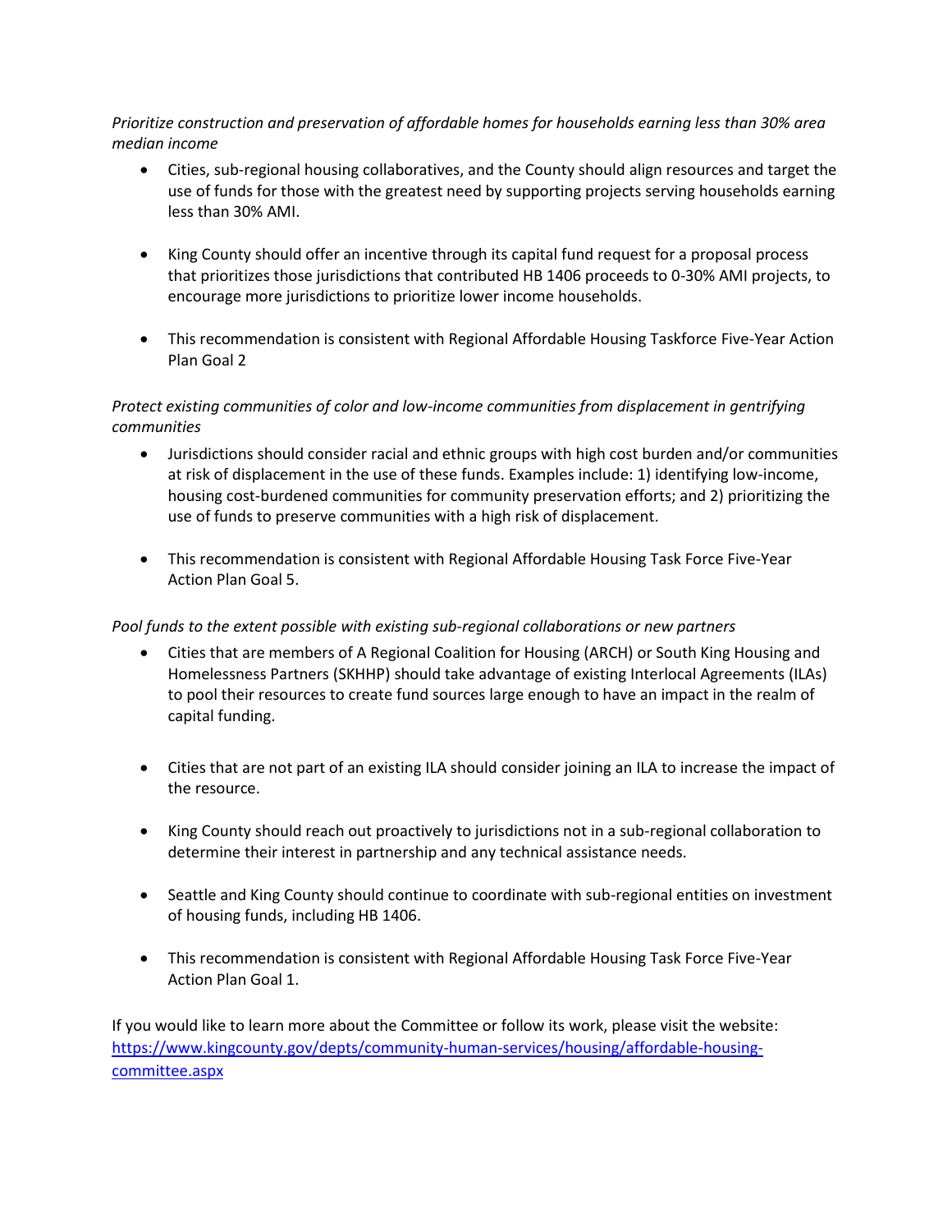*Prioritize construction and preservation of affordable homes for households earning less than 30% area median income*

- Cities, sub-regional housing collaboratives, and the County should align resources and target the use of funds for those with the greatest need by supporting projects serving households earning less than 30% AMI.

- King County should offer an incentive through its capital fund request for a proposal process that prioritizes those jurisdictions that contributed HB 1406 proceeds to 0-30% AMI projects, to encourage more jurisdictions to prioritize lower income households.

- This recommendation is consistent with Regional Affordable Housing Taskforce Five-Year Action Plan Goal 2

*Protect existing communities of color and low-income communities from displacement in gentrifying communities*

- Jurisdictions should consider racial and ethnic groups with high cost burden and/or communities at risk of displacement in the use of these funds. Examples include: 1) identifying low-income, housing cost-burdened communities for community preservation efforts; and 2) prioritizing the use of funds to preserve communities with a high risk of displacement.

- This recommendation is consistent with Regional Affordable Housing Task Force Five-Year Action Plan Goal 5.

*Pool funds to the extent possible with existing sub-regional collaborations or new partners*

- Cities that are members of A Regional Coalition for Housing (ARCH) or South King Housing and Homelessness Partners (SKHHP) should take advantage of existing Interlocal Agreements (ILAs) to pool their resources to create fund sources large enough to have an impact in the realm of capital funding.

- Cities that are not part of an existing ILA should consider joining an ILA to increase the impact of the resource.

- King County should reach out proactively to jurisdictions not in a sub-regional collaboration to determine their interest in partnership and any technical assistance needs.

- Seattle and King County should continue to coordinate with sub-regional entities on investment of housing funds, including HB 1406.

- This recommendation is consistent with Regional Affordable Housing Task Force Five-Year Action Plan Goal 1.

If you would like to learn more about the Committee or follow its work, please visit the website: [https://www.kingcounty.gov/depts/community-human-services/housing/affordable-housing-committee.aspx](https://www.kingcounty.gov/depts/community-human-services/housing/affordable-housing-committee.aspx)